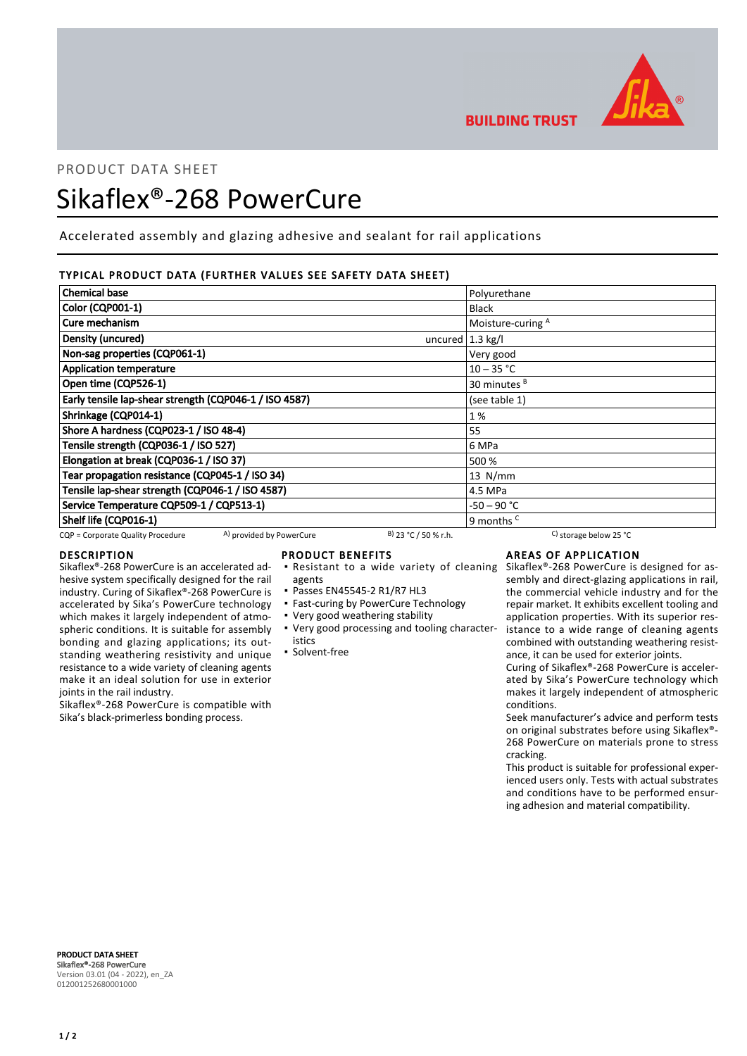PRODUCT DATA SHEET

# Sikaflex®-268 PowerCure

Accelerated assembly and glazing adhesive and sealant for rail applications

## TYPICAL PRODUCT DATA (FURTHER VALUES SEE SAFETY DATA SHEET)

| Property | | Value |
|---|---|---|
| Chemical base | | Polyurethane |
| Color (CQP001-1) | | Black |
| Cure mechanism | | Moisture-curing A |
| Density (uncured) | uncured | 1.3 kg/l |
| Non-sag properties (CQP061-1) | | Very good |
| Application temperature | | 10 – 35 °C |
| Open time (CQP526-1) | | 30 minutes B |
| Early tensile lap-shear strength (CQP046-1 / ISO 4587) | | (see table 1) |
| Shrinkage (CQP014-1) | | 1 % |
| Shore A hardness (CQP023-1 / ISO 48-4) | | 55 |
| Tensile strength (CQP036-1 / ISO 527) | | 6 MPa |
| Elongation at break (CQP036-1 / ISO 37) | | 500 % |
| Tear propagation resistance (CQP045-1 / ISO 34) | | 13 N/mm |
| Tensile lap-shear strength (CQP046-1 / ISO 4587) | | 4.5 MPa |
| Service Temperature CQP509-1 / CQP513-1) | | -50 – 90 °C |
| Shelf life (CQP016-1) | | 9 months C |

CQP = Corporate Quality Procedure  A) provided by PowerCure  B) 23 °C / 50 % r.h.  C) storage below 25 °C

## DESCRIPTION

Sikaflex®-268 PowerCure is an accelerated adhesive system specifically designed for the rail industry. Curing of Sikaflex®-268 PowerCure is accelerated by Sika's PowerCure technology which makes it largely independent of atmospheric conditions. It is suitable for assembly bonding and glazing applications; its outstanding weathering resistivity and unique resistance to a wide variety of cleaning agents make it an ideal solution for use in exterior joints in the rail industry.

Sikaflex®-268 PowerCure is compatible with Sika's black-primerless bonding process.

## PRODUCT BENEFITS

- Resistant to a wide variety of cleaning agents
- Passes EN45545-2 R1/R7 HL3
- Fast-curing by PowerCure Technology
- Very good weathering stability
- Very good processing and tooling characteristics
- Solvent-free

## AREAS OF APPLICATION

Sikaflex®-268 PowerCure is designed for assembly and direct-glazing applications in rail, the commercial vehicle industry and for the repair market. It exhibits excellent tooling and application properties. With its superior resistance to a wide range of cleaning agents combined with outstanding weathering resistance, it can be used for exterior joints.

Curing of Sikaflex®-268 PowerCure is accelerated by Sika's PowerCure technology which makes it largely independent of atmospheric conditions.

Seek manufacturer's advice and perform tests on original substrates before using Sikaflex®-268 PowerCure on materials prone to stress cracking.

This product is suitable for professional experienced users only. Tests with actual substrates and conditions have to be performed ensuring adhesion and material compatibility.

**PRODUCT DATA SHEET**
**Sikaflex®-268 PowerCure**
Version 03.01 (04 - 2022), en_ZA
012001252680001000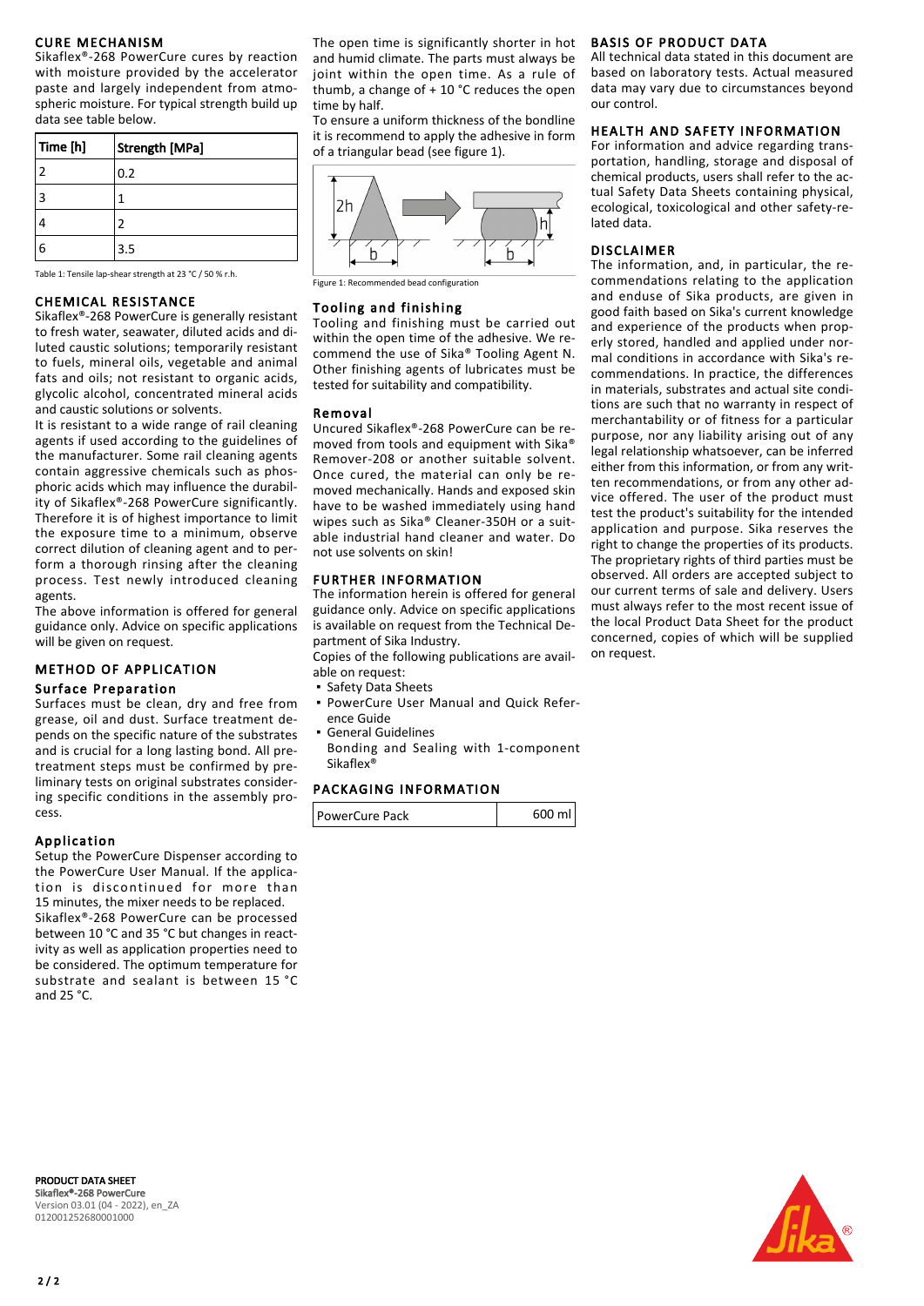## CURE MECHANISM

Sikaflex®-268 PowerCure cures by reaction with moisture provided by the accelerator paste and largely independent from atmospheric moisture. For typical strength build up data see table below.

| Time [h] | Strength [MPa] |
|---|---|
| 2 | 0.2 |
| 3 | 1 |
| 4 | 2 |
| 6 | 3.5 |

Table 1: Tensile lap-shear strength at 23 °C / 50 % r.h.

## CHEMICAL RESISTANCE

Sikaflex®-268 PowerCure is generally resistant to fresh water, seawater, diluted acids and diluted caustic solutions; temporarily resistant to fuels, mineral oils, vegetable and animal fats and oils; not resistant to organic acids, glycolic alcohol, concentrated mineral acids and caustic solutions or solvents.

It is resistant to a wide range of rail cleaning agents if used according to the guidelines of the manufacturer. Some rail cleaning agents contain aggressive chemicals such as phosphoric acids which may influence the durability of Sikaflex®-268 PowerCure significantly. Therefore it is of highest importance to limit the exposure time to a minimum, observe correct dilution of cleaning agent and to perform a thorough rinsing after the cleaning process. Test newly introduced cleaning agents.

The above information is offered for general guidance only. Advice on specific applications will be given on request.

## METHOD OF APPLICATION

### Surface Preparation

Surfaces must be clean, dry and free from grease, oil and dust. Surface treatment depends on the specific nature of the substrates and is crucial for a long lasting bond. All pretreatment steps must be confirmed by preliminary tests on original substrates considering specific conditions in the assembly process.

### Application

Setup the PowerCure Dispenser according to the PowerCure User Manual. If the application is discontinued for more than 15 minutes, the mixer needs to be replaced.

Sikaflex®-268 PowerCure can be processed between 10 °C and 35 °C but changes in reactivity as well as application properties need to be considered. The optimum temperature for substrate and sealant is between 15 °C and 25 °C.

The open time is significantly shorter in hot and humid climate. The parts must always be joint within the open time. As a rule of thumb, a change of + 10 °C reduces the open time by half.

To ensure a uniform thickness of the bondline it is recommend to apply the adhesive in form of a triangular bead (see figure 1).

2h

h

b

b

Figure 1: Recommended bead configuration

### Tooling and finishing

Tooling and finishing must be carried out within the open time of the adhesive. We recommend the use of Sika® Tooling Agent N. Other finishing agents of lubricates must be tested for suitability and compatibility.

### Removal

Uncured Sikaflex®-268 PowerCure can be removed from tools and equipment with Sika® Remover-208 or another suitable solvent. Once cured, the material can only be removed mechanically. Hands and exposed skin have to be washed immediately using hand wipes such as Sika® Cleaner-350H or a suitable industrial hand cleaner and water. Do not use solvents on skin!

## FURTHER INFORMATION

The information herein is offered for general guidance only. Advice on specific applications is available on request from the Technical Department of Sika Industry.

Copies of the following publications are available on request:

- Safety Data Sheets
- PowerCure User Manual and Quick Reference Guide
- General Guidelines
  Bonding and Sealing with 1-component Sikaflex®

## PACKAGING INFORMATION

| | |
|---|---|
| PowerCure Pack | 600 ml |

## BASIS OF PRODUCT DATA

All technical data stated in this document are based on laboratory tests. Actual measured data may vary due to circumstances beyond our control.

## HEALTH AND SAFETY INFORMATION

For information and advice regarding transportation, handling, storage and disposal of chemical products, users shall refer to the actual Safety Data Sheets containing physical, ecological, toxicological and other safety-related data.

## DISCLAIMER

The information, and, in particular, the recommendations relating to the application and enduse of Sika products, are given in good faith based on Sika's current knowledge and experience of the products when properly stored, handled and applied under normal conditions in accordance with Sika's recommendations. In practice, the differences in materials, substrates and actual site conditions are such that no warranty in respect of merchantability or of fitness for a particular purpose, nor any liability arising out of any legal relationship whatsoever, can be inferred either from this information, or from any written recommendations, or from any other advice offered. The user of the product must test the product's suitability for the intended application and purpose. Sika reserves the right to change the properties of its products. The proprietary rights of third parties must be observed. All orders are accepted subject to our current terms of sale and delivery. Users must always refer to the most recent issue of the local Product Data Sheet for the product concerned, copies of which will be supplied on request.